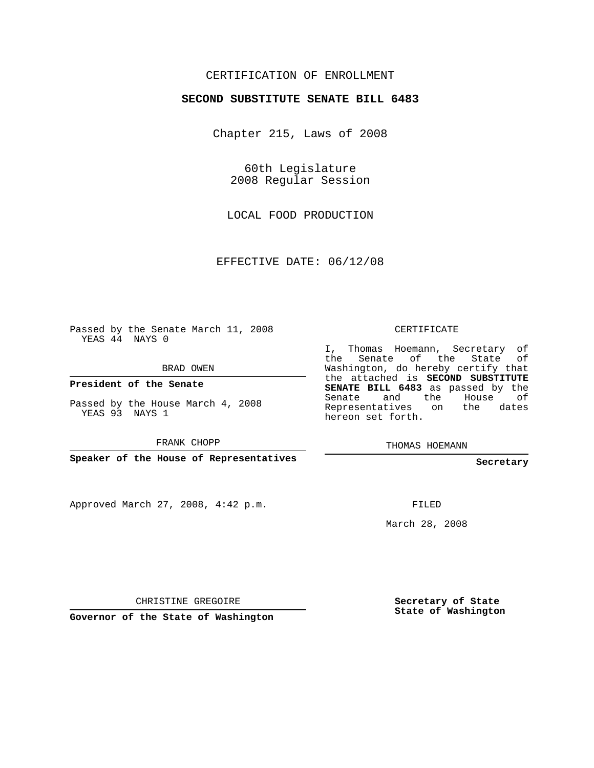CERTIFICATION OF ENROLLMENT

**SECOND SUBSTITUTE SENATE BILL 6483**

Chapter 215, Laws of 2008

60th Legislature
2008 Regular Session

LOCAL FOOD PRODUCTION

EFFECTIVE DATE: 06/12/08

Passed by the Senate March 11, 2008
YEAS 44 NAYS 0

BRAD OWEN

**President of the Senate**

Passed by the House March 4, 2008
YEAS 93 NAYS 1

FRANK CHOPP

**Speaker of the House of Representatives**

Approved March 27, 2008, 4:42 p.m.

CHRISTINE GREGOIRE

**Governor of the State of Washington**

CERTIFICATE

I, Thomas Hoemann, Secretary of the Senate of the State of Washington, do hereby certify that the attached is **SECOND SUBSTITUTE SENATE BILL 6483** as passed by the Senate and the House of Representatives on the dates hereon set forth.

THOMAS HOEMANN

**Secretary**

FILED

March 28, 2008

**Secretary of State**
**State of Washington**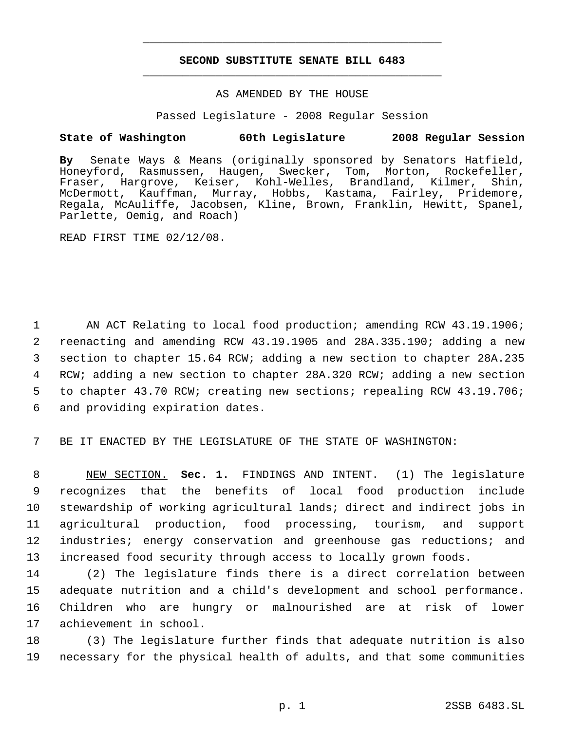# SECOND SUBSTITUTE SENATE BILL 6483

AS AMENDED BY THE HOUSE

Passed Legislature - 2008 Regular Session

**State of Washington 60th Legislature 2008 Regular Session**

**By** Senate Ways & Means (originally sponsored by Senators Hatfield, Honeyford, Rasmussen, Haugen, Swecker, Tom, Morton, Rockefeller, Fraser, Hargrove, Keiser, Kohl-Welles, Brandland, Kilmer, Shin, McDermott, Kauffman, Murray, Hobbs, Kastama, Fairley, Pridemore, Regala, McAuliffe, Jacobsen, Kline, Brown, Franklin, Hewitt, Spanel, Parlette, Oemig, and Roach)

READ FIRST TIME 02/12/08.

AN ACT Relating to local food production; amending RCW 43.19.1906; reenacting and amending RCW 43.19.1905 and 28A.335.190; adding a new section to chapter 15.64 RCW; adding a new section to chapter 28A.235 RCW; adding a new section to chapter 28A.320 RCW; adding a new section to chapter 43.70 RCW; creating new sections; repealing RCW 43.19.706; and providing expiration dates.

BE IT ENACTED BY THE LEGISLATURE OF THE STATE OF WASHINGTON:

NEW SECTION. **Sec. 1.** FINDINGS AND INTENT. (1) The legislature recognizes that the benefits of local food production include stewardship of working agricultural lands; direct and indirect jobs in agricultural production, food processing, tourism, and support industries; energy conservation and greenhouse gas reductions; and increased food security through access to locally grown foods.

(2) The legislature finds there is a direct correlation between adequate nutrition and a child's development and school performance. Children who are hungry or malnourished are at risk of lower achievement in school.

(3) The legislature further finds that adequate nutrition is also necessary for the physical health of adults, and that some communities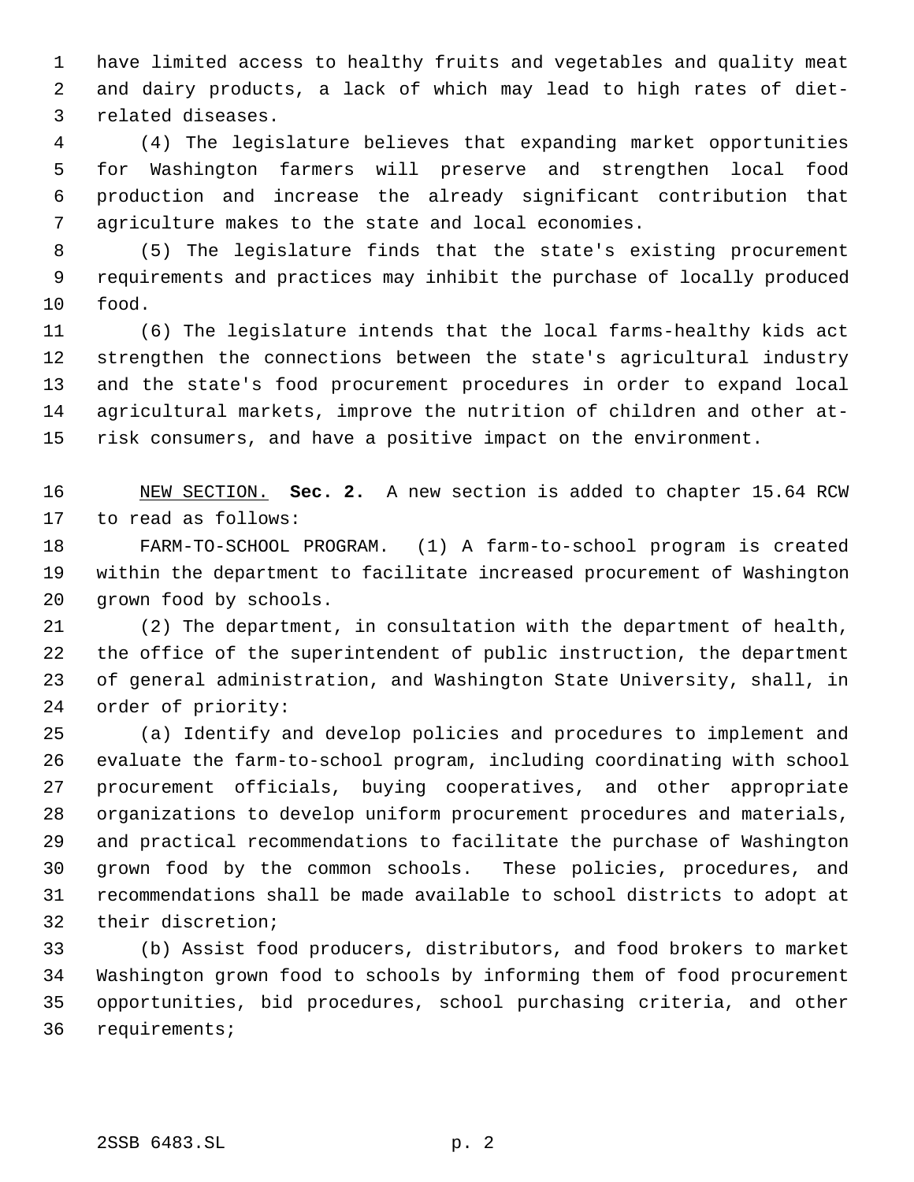have limited access to healthy fruits and vegetables and quality meat and dairy products, a lack of which may lead to high rates of diet-related diseases.

(4) The legislature believes that expanding market opportunities for Washington farmers will preserve and strengthen local food production and increase the already significant contribution that agriculture makes to the state and local economies.

(5) The legislature finds that the state's existing procurement requirements and practices may inhibit the purchase of locally produced food.

(6) The legislature intends that the local farms-healthy kids act strengthen the connections between the state's agricultural industry and the state's food procurement procedures in order to expand local agricultural markets, improve the nutrition of children and other at-risk consumers, and have a positive impact on the environment.

NEW SECTION. **Sec. 2.** A new section is added to chapter 15.64 RCW to read as follows:

FARM-TO-SCHOOL PROGRAM. (1) A farm-to-school program is created within the department to facilitate increased procurement of Washington grown food by schools.

(2) The department, in consultation with the department of health, the office of the superintendent of public instruction, the department of general administration, and Washington State University, shall, in order of priority:

(a) Identify and develop policies and procedures to implement and evaluate the farm-to-school program, including coordinating with school procurement officials, buying cooperatives, and other appropriate organizations to develop uniform procurement procedures and materials, and practical recommendations to facilitate the purchase of Washington grown food by the common schools. These policies, procedures, and recommendations shall be made available to school districts to adopt at their discretion;

(b) Assist food producers, distributors, and food brokers to market Washington grown food to schools by informing them of food procurement opportunities, bid procedures, school purchasing criteria, and other requirements;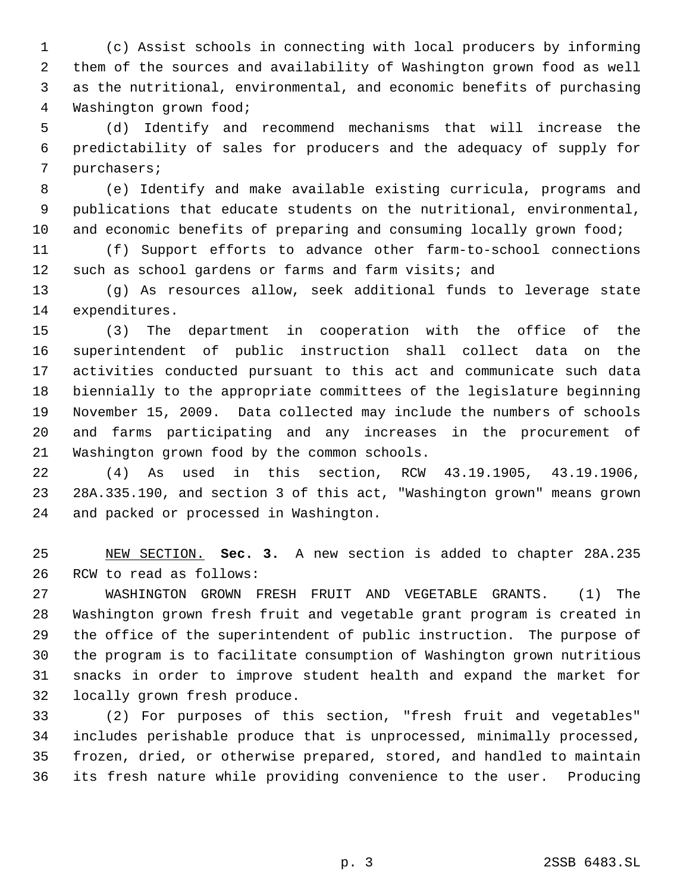(c) Assist schools in connecting with local producers by informing them of the sources and availability of Washington grown food as well as the nutritional, environmental, and economic benefits of purchasing Washington grown food;

(d) Identify and recommend mechanisms that will increase the predictability of sales for producers and the adequacy of supply for purchasers;

(e) Identify and make available existing curricula, programs and publications that educate students on the nutritional, environmental, and economic benefits of preparing and consuming locally grown food;

(f) Support efforts to advance other farm-to-school connections such as school gardens or farms and farm visits; and

(g) As resources allow, seek additional funds to leverage state expenditures.

(3) The department in cooperation with the office of the superintendent of public instruction shall collect data on the activities conducted pursuant to this act and communicate such data biennially to the appropriate committees of the legislature beginning November 15, 2009. Data collected may include the numbers of schools and farms participating and any increases in the procurement of Washington grown food by the common schools.

(4) As used in this section, RCW 43.19.1905, 43.19.1906, 28A.335.190, and section 3 of this act, "Washington grown" means grown and packed or processed in Washington.

NEW SECTION. **Sec. 3.** A new section is added to chapter 28A.235 RCW to read as follows:

WASHINGTON GROWN FRESH FRUIT AND VEGETABLE GRANTS. (1) The Washington grown fresh fruit and vegetable grant program is created in the office of the superintendent of public instruction. The purpose of the program is to facilitate consumption of Washington grown nutritious snacks in order to improve student health and expand the market for locally grown fresh produce.

(2) For purposes of this section, "fresh fruit and vegetables" includes perishable produce that is unprocessed, minimally processed, frozen, dried, or otherwise prepared, stored, and handled to maintain its fresh nature while providing convenience to the user. Producing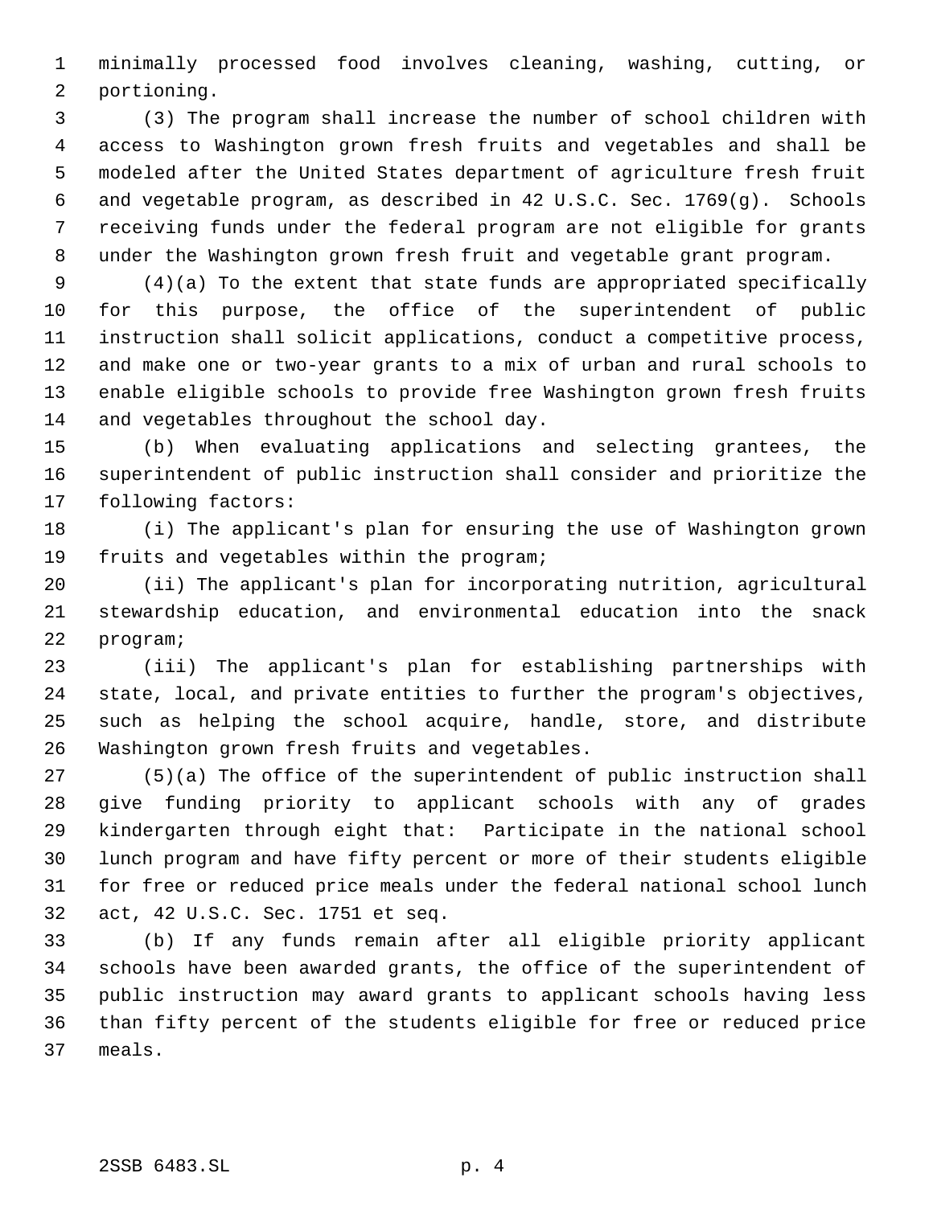minimally processed food involves cleaning, washing, cutting, or portioning.

(3) The program shall increase the number of school children with access to Washington grown fresh fruits and vegetables and shall be modeled after the United States department of agriculture fresh fruit and vegetable program, as described in 42 U.S.C. Sec. 1769(g). Schools receiving funds under the federal program are not eligible for grants under the Washington grown fresh fruit and vegetable grant program.

(4)(a) To the extent that state funds are appropriated specifically for this purpose, the office of the superintendent of public instruction shall solicit applications, conduct a competitive process, and make one or two-year grants to a mix of urban and rural schools to enable eligible schools to provide free Washington grown fresh fruits and vegetables throughout the school day.

(b) When evaluating applications and selecting grantees, the superintendent of public instruction shall consider and prioritize the following factors:

(i) The applicant's plan for ensuring the use of Washington grown fruits and vegetables within the program;

(ii) The applicant's plan for incorporating nutrition, agricultural stewardship education, and environmental education into the snack program;

(iii) The applicant's plan for establishing partnerships with state, local, and private entities to further the program's objectives, such as helping the school acquire, handle, store, and distribute Washington grown fresh fruits and vegetables.

(5)(a) The office of the superintendent of public instruction shall give funding priority to applicant schools with any of grades kindergarten through eight that: Participate in the national school lunch program and have fifty percent or more of their students eligible for free or reduced price meals under the federal national school lunch act, 42 U.S.C. Sec. 1751 et seq.

(b) If any funds remain after all eligible priority applicant schools have been awarded grants, the office of the superintendent of public instruction may award grants to applicant schools having less than fifty percent of the students eligible for free or reduced price meals.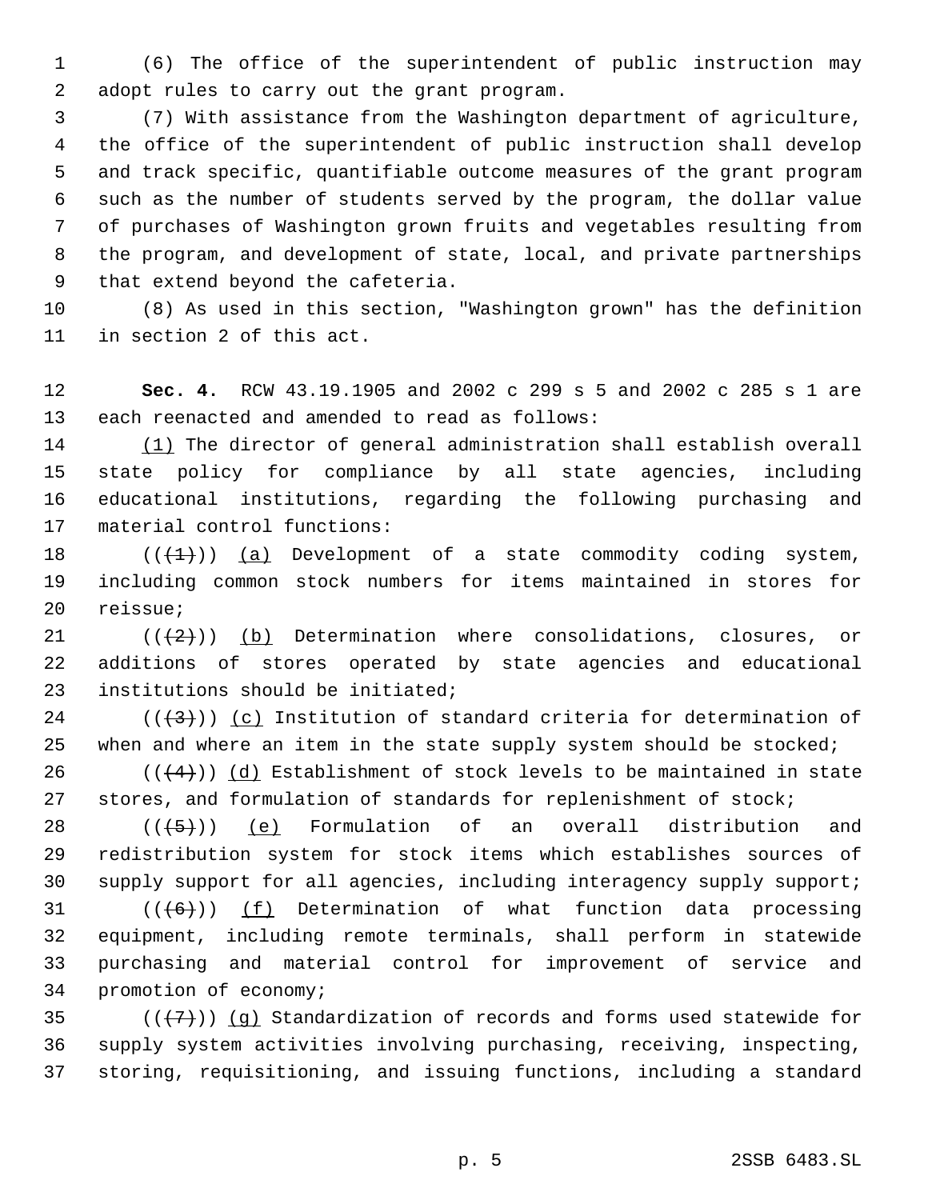(6) The office of the superintendent of public instruction may adopt rules to carry out the grant program.

(7) With assistance from the Washington department of agriculture, the office of the superintendent of public instruction shall develop and track specific, quantifiable outcome measures of the grant program such as the number of students served by the program, the dollar value of purchases of Washington grown fruits and vegetables resulting from the program, and development of state, local, and private partnerships that extend beyond the cafeteria.

(8) As used in this section, "Washington grown" has the definition in section 2 of this act.

**Sec. 4.** RCW 43.19.1905 and 2002 c 299 s 5 and 2002 c 285 s 1 are each reenacted and amended to read as follows:

(1) The director of general administration shall establish overall state policy for compliance by all state agencies, including educational institutions, regarding the following purchasing and material control functions:

~~((1))~~ (a) Development of a state commodity coding system, including common stock numbers for items maintained in stores for reissue;

~~((2))~~ (b) Determination where consolidations, closures, or additions of stores operated by state agencies and educational institutions should be initiated;

~~((3))~~ (c) Institution of standard criteria for determination of when and where an item in the state supply system should be stocked;

~~((4))~~ (d) Establishment of stock levels to be maintained in state stores, and formulation of standards for replenishment of stock;

~~((5))~~ (e) Formulation of an overall distribution and redistribution system for stock items which establishes sources of supply support for all agencies, including interagency supply support;

~~((6))~~ (f) Determination of what function data processing equipment, including remote terminals, shall perform in statewide purchasing and material control for improvement of service and promotion of economy;

~~((7))~~ (g) Standardization of records and forms used statewide for supply system activities involving purchasing, receiving, inspecting, storing, requisitioning, and issuing functions, including a standard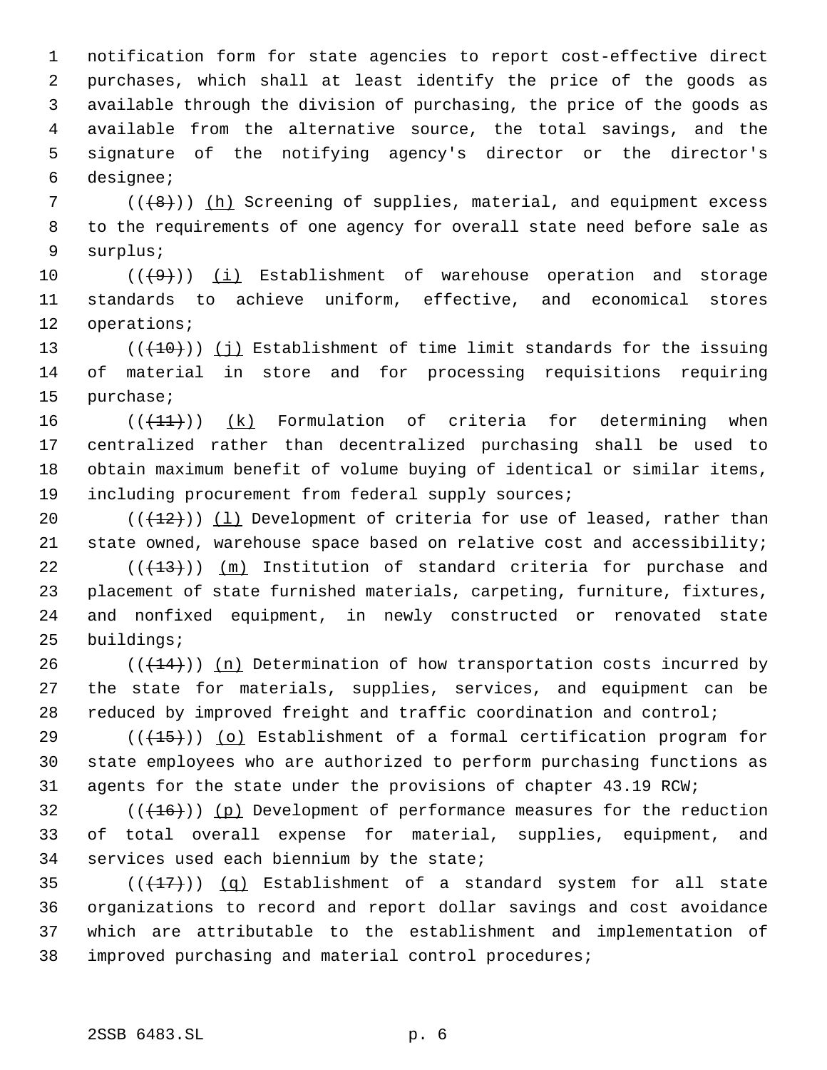notification form for state agencies to report cost-effective direct purchases, which shall at least identify the price of the goods as available through the division of purchasing, the price of the goods as available from the alternative source, the total savings, and the signature of the notifying agency's director or the director's designee;

((~~(8)~~)) <u>(h)</u> Screening of supplies, material, and equipment excess to the requirements of one agency for overall state need before sale as surplus;

((~~(9)~~)) <u>(i)</u> Establishment of warehouse operation and storage standards to achieve uniform, effective, and economical stores operations;

((~~(10)~~)) <u>(j)</u> Establishment of time limit standards for the issuing of material in store and for processing requisitions requiring purchase;

((~~(11)~~)) <u>(k)</u> Formulation of criteria for determining when centralized rather than decentralized purchasing shall be used to obtain maximum benefit of volume buying of identical or similar items, including procurement from federal supply sources;

((~~(12)~~)) <u>(l)</u> Development of criteria for use of leased, rather than state owned, warehouse space based on relative cost and accessibility;

((~~(13)~~)) <u>(m)</u> Institution of standard criteria for purchase and placement of state furnished materials, carpeting, furniture, fixtures, and nonfixed equipment, in newly constructed or renovated state buildings;

((~~(14)~~)) <u>(n)</u> Determination of how transportation costs incurred by the state for materials, supplies, services, and equipment can be reduced by improved freight and traffic coordination and control;

((~~(15)~~)) <u>(o)</u> Establishment of a formal certification program for state employees who are authorized to perform purchasing functions as agents for the state under the provisions of chapter 43.19 RCW;

((~~(16)~~)) <u>(p)</u> Development of performance measures for the reduction of total overall expense for material, supplies, equipment, and services used each biennium by the state;

((~~(17)~~)) <u>(q)</u> Establishment of a standard system for all state organizations to record and report dollar savings and cost avoidance which are attributable to the establishment and implementation of improved purchasing and material control procedures;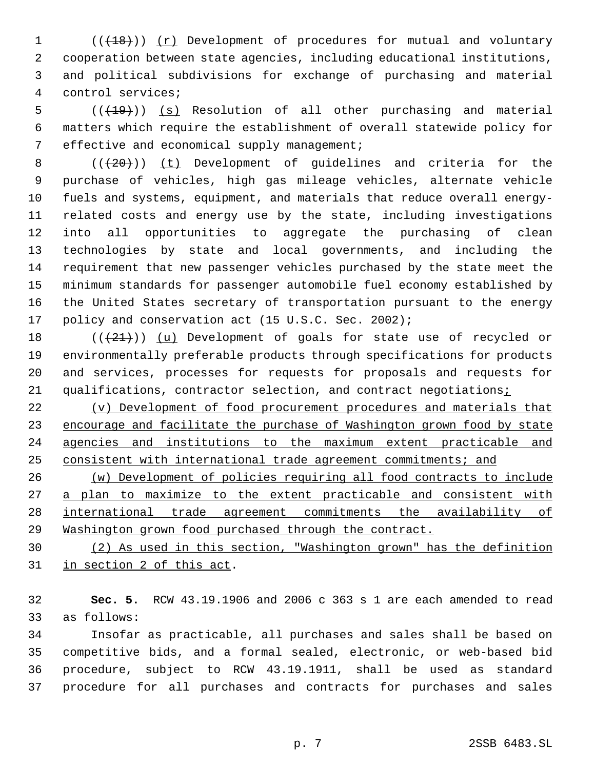(((18))) (r) Development of procedures for mutual and voluntary cooperation between state agencies, including educational institutions, and political subdivisions for exchange of purchasing and material control services;

(((19))) (s) Resolution of all other purchasing and material matters which require the establishment of overall statewide policy for effective and economical supply management;

(((20))) (t) Development of guidelines and criteria for the purchase of vehicles, high gas mileage vehicles, alternate vehicle fuels and systems, equipment, and materials that reduce overall energy-related costs and energy use by the state, including investigations into all opportunities to aggregate the purchasing of clean technologies by state and local governments, and including the requirement that new passenger vehicles purchased by the state meet the minimum standards for passenger automobile fuel economy established by the United States secretary of transportation pursuant to the energy policy and conservation act (15 U.S.C. Sec. 2002);

(((21))) (u) Development of goals for state use of recycled or environmentally preferable products through specifications for products and services, processes for requests for proposals and requests for qualifications, contractor selection, and contract negotiations;

(v) Development of food procurement procedures and materials that encourage and facilitate the purchase of Washington grown food by state agencies and institutions to the maximum extent practicable and consistent with international trade agreement commitments; and

(w) Development of policies requiring all food contracts to include a plan to maximize to the extent practicable and consistent with international trade agreement commitments the availability of Washington grown food purchased through the contract.

(2) As used in this section, "Washington grown" has the definition in section 2 of this act.

**Sec. 5.** RCW 43.19.1906 and 2006 c 363 s 1 are each amended to read as follows:

Insofar as practicable, all purchases and sales shall be based on competitive bids, and a formal sealed, electronic, or web-based bid procedure, subject to RCW 43.19.1911, shall be used as standard procedure for all purchases and contracts for purchases and sales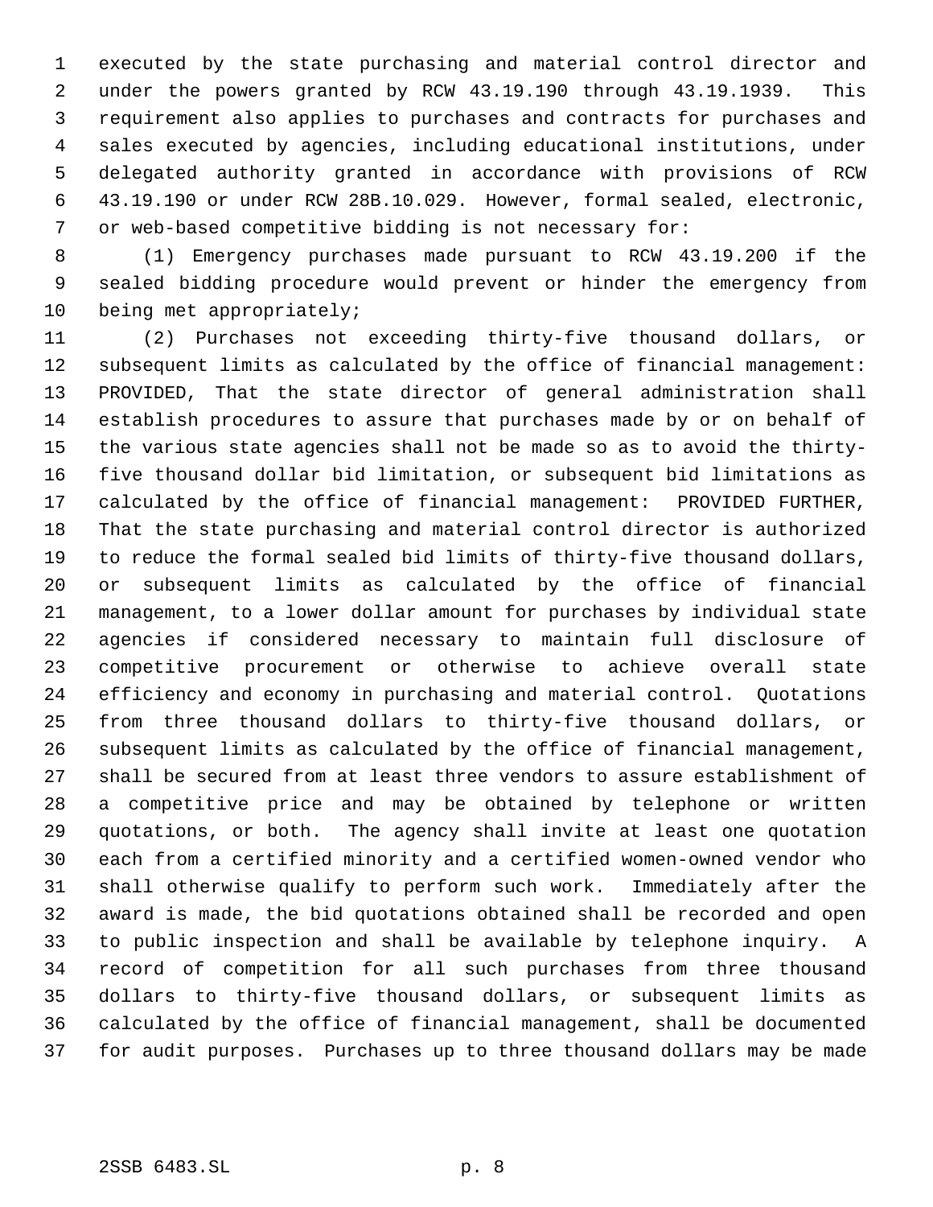executed by the state purchasing and material control director and under the powers granted by RCW 43.19.190 through 43.19.1939. This requirement also applies to purchases and contracts for purchases and sales executed by agencies, including educational institutions, under delegated authority granted in accordance with provisions of RCW 43.19.190 or under RCW 28B.10.029. However, formal sealed, electronic, or web-based competitive bidding is not necessary for:

(1) Emergency purchases made pursuant to RCW 43.19.200 if the sealed bidding procedure would prevent or hinder the emergency from being met appropriately;

(2) Purchases not exceeding thirty-five thousand dollars, or subsequent limits as calculated by the office of financial management: PROVIDED, That the state director of general administration shall establish procedures to assure that purchases made by or on behalf of the various state agencies shall not be made so as to avoid the thirty-five thousand dollar bid limitation, or subsequent bid limitations as calculated by the office of financial management: PROVIDED FURTHER, That the state purchasing and material control director is authorized to reduce the formal sealed bid limits of thirty-five thousand dollars, or subsequent limits as calculated by the office of financial management, to a lower dollar amount for purchases by individual state agencies if considered necessary to maintain full disclosure of competitive procurement or otherwise to achieve overall state efficiency and economy in purchasing and material control. Quotations from three thousand dollars to thirty-five thousand dollars, or subsequent limits as calculated by the office of financial management, shall be secured from at least three vendors to assure establishment of a competitive price and may be obtained by telephone or written quotations, or both. The agency shall invite at least one quotation each from a certified minority and a certified women-owned vendor who shall otherwise qualify to perform such work. Immediately after the award is made, the bid quotations obtained shall be recorded and open to public inspection and shall be available by telephone inquiry. A record of competition for all such purchases from three thousand dollars to thirty-five thousand dollars, or subsequent limits as calculated by the office of financial management, shall be documented for audit purposes. Purchases up to three thousand dollars may be made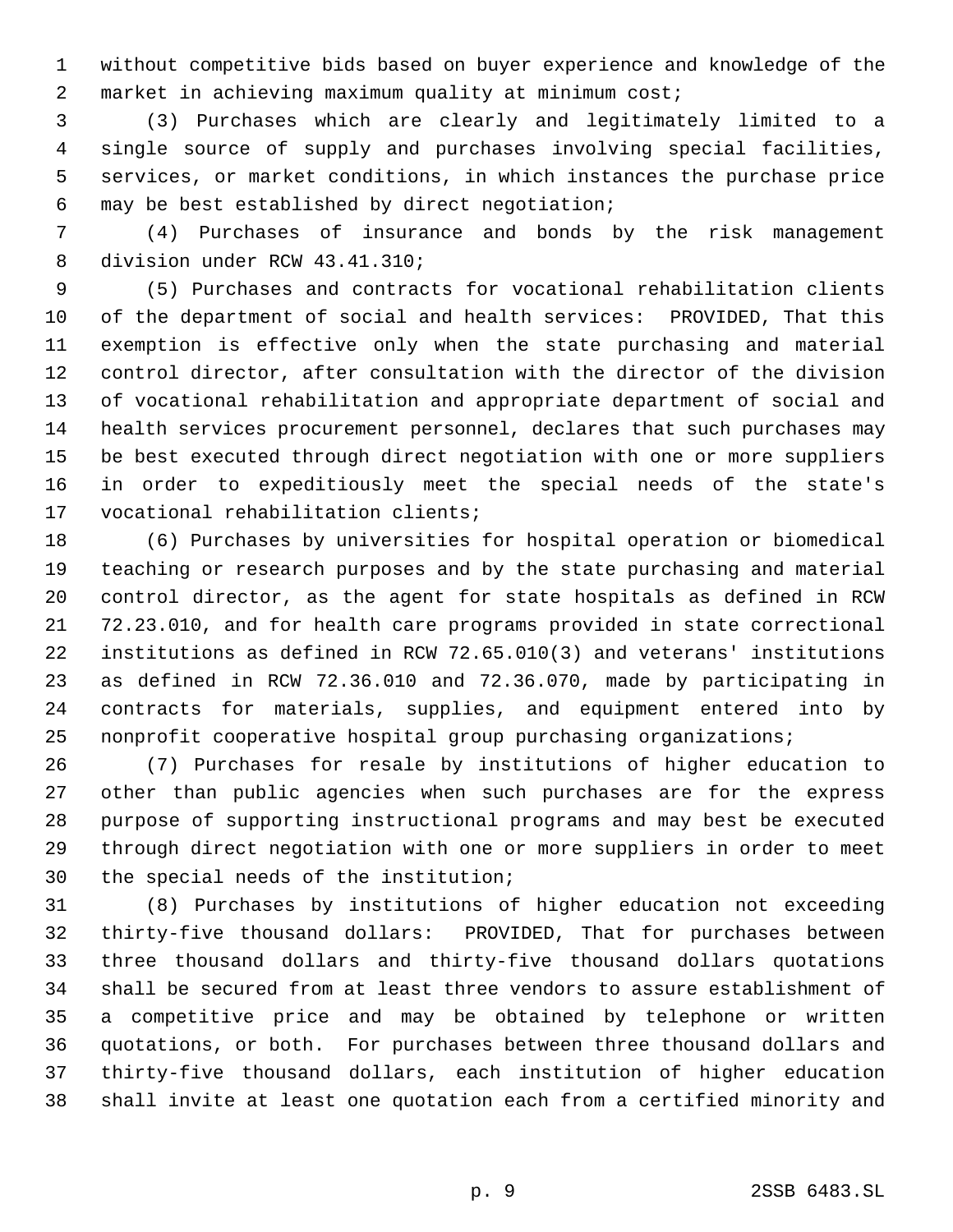without competitive bids based on buyer experience and knowledge of the market in achieving maximum quality at minimum cost;

(3) Purchases which are clearly and legitimately limited to a single source of supply and purchases involving special facilities, services, or market conditions, in which instances the purchase price may be best established by direct negotiation;

(4) Purchases of insurance and bonds by the risk management division under RCW 43.41.310;

(5) Purchases and contracts for vocational rehabilitation clients of the department of social and health services: PROVIDED, That this exemption is effective only when the state purchasing and material control director, after consultation with the director of the division of vocational rehabilitation and appropriate department of social and health services procurement personnel, declares that such purchases may be best executed through direct negotiation with one or more suppliers in order to expeditiously meet the special needs of the state's vocational rehabilitation clients;

(6) Purchases by universities for hospital operation or biomedical teaching or research purposes and by the state purchasing and material control director, as the agent for state hospitals as defined in RCW 72.23.010, and for health care programs provided in state correctional institutions as defined in RCW 72.65.010(3) and veterans' institutions as defined in RCW 72.36.010 and 72.36.070, made by participating in contracts for materials, supplies, and equipment entered into by nonprofit cooperative hospital group purchasing organizations;

(7) Purchases for resale by institutions of higher education to other than public agencies when such purchases are for the express purpose of supporting instructional programs and may best be executed through direct negotiation with one or more suppliers in order to meet the special needs of the institution;

(8) Purchases by institutions of higher education not exceeding thirty-five thousand dollars: PROVIDED, That for purchases between three thousand dollars and thirty-five thousand dollars quotations shall be secured from at least three vendors to assure establishment of a competitive price and may be obtained by telephone or written quotations, or both. For purchases between three thousand dollars and thirty-five thousand dollars, each institution of higher education shall invite at least one quotation each from a certified minority and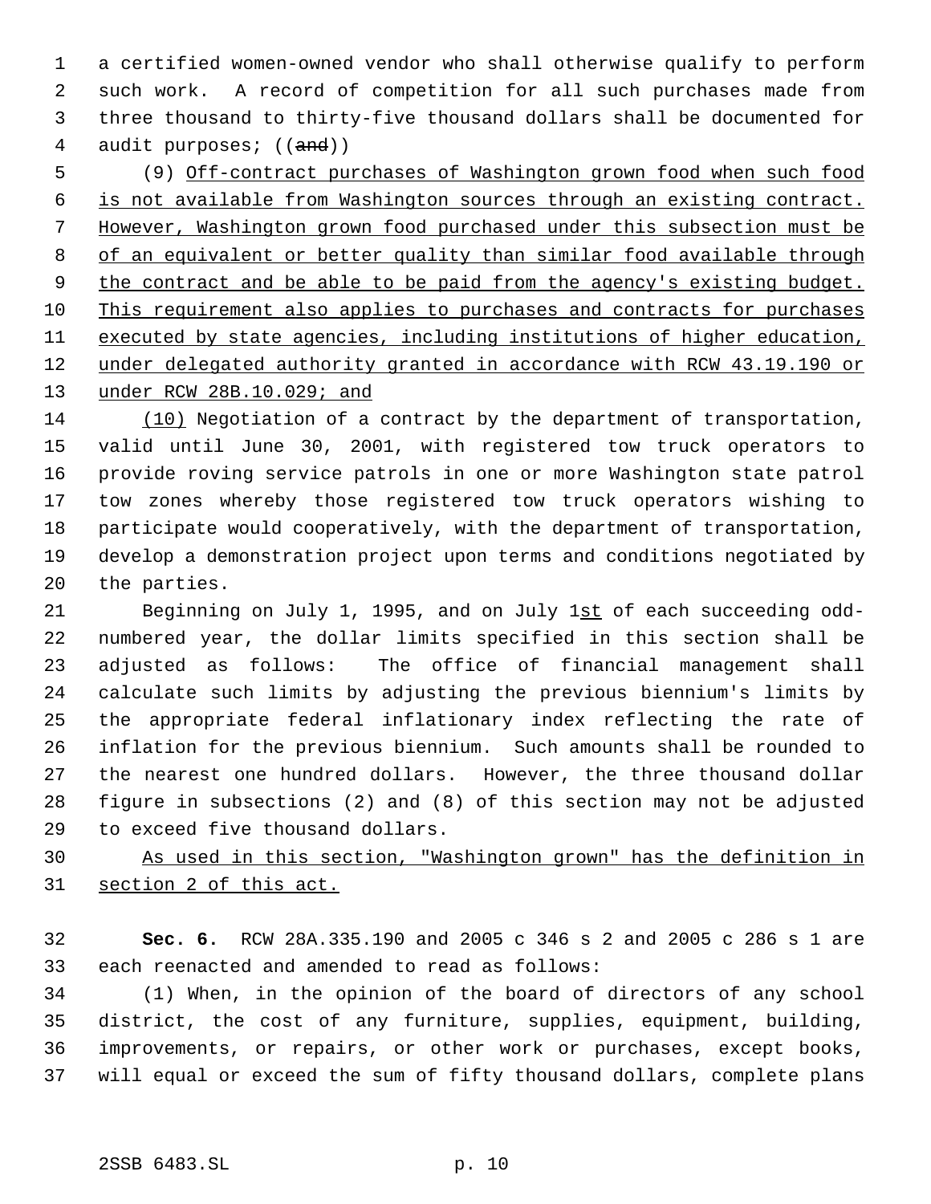a certified women-owned vendor who shall otherwise qualify to perform such work. A record of competition for all such purchases made from three thousand to thirty-five thousand dollars shall be documented for audit purposes; ((~~and~~))

(9) <u>Off-contract purchases of Washington grown food when such food is not available from Washington sources through an existing contract. However, Washington grown food purchased under this subsection must be of an equivalent or better quality than similar food available through the contract and be able to be paid from the agency's existing budget. This requirement also applies to purchases and contracts for purchases executed by state agencies, including institutions of higher education, under delegated authority granted in accordance with RCW 43.19.190 or under RCW 28B.10.029; and</u>

<u>(10)</u> Negotiation of a contract by the department of transportation, valid until June 30, 2001, with registered tow truck operators to provide roving service patrols in one or more Washington state patrol tow zones whereby those registered tow truck operators wishing to participate would cooperatively, with the department of transportation, develop a demonstration project upon terms and conditions negotiated by the parties.

Beginning on July 1, 1995, and on July 1<u>st</u> of each succeeding odd-numbered year, the dollar limits specified in this section shall be adjusted as follows: The office of financial management shall calculate such limits by adjusting the previous biennium's limits by the appropriate federal inflationary index reflecting the rate of inflation for the previous biennium. Such amounts shall be rounded to the nearest one hundred dollars. However, the three thousand dollar figure in subsections (2) and (8) of this section may not be adjusted to exceed five thousand dollars.

<u>As used in this section, "Washington grown" has the definition in section 2 of this act.</u>

**Sec. 6.** RCW 28A.335.190 and 2005 c 346 s 2 and 2005 c 286 s 1 are each reenacted and amended to read as follows:

(1) When, in the opinion of the board of directors of any school district, the cost of any furniture, supplies, equipment, building, improvements, or repairs, or other work or purchases, except books, will equal or exceed the sum of fifty thousand dollars, complete plans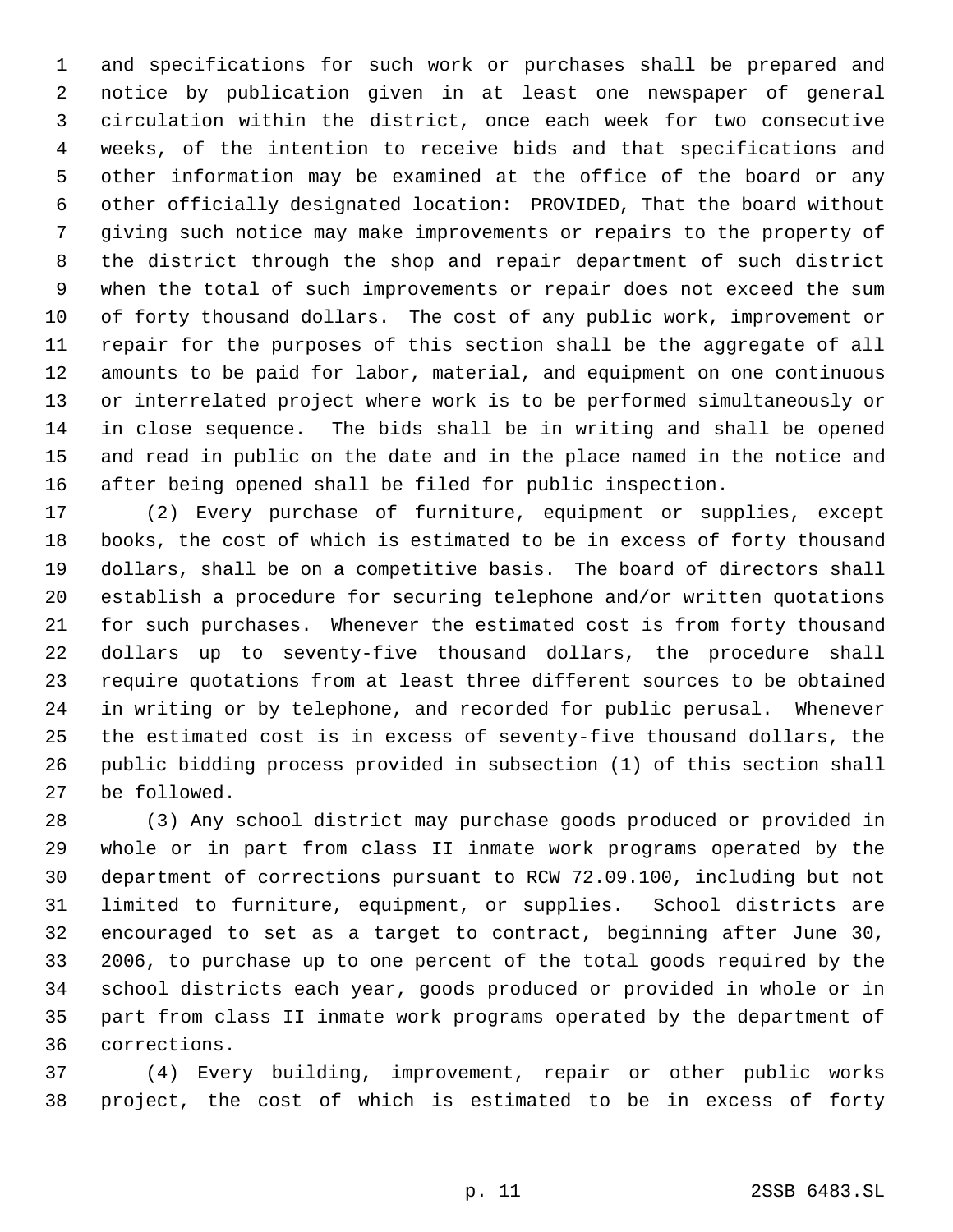and specifications for such work or purchases shall be prepared and notice by publication given in at least one newspaper of general circulation within the district, once each week for two consecutive weeks, of the intention to receive bids and that specifications and other information may be examined at the office of the board or any other officially designated location: PROVIDED, That the board without giving such notice may make improvements or repairs to the property of the district through the shop and repair department of such district when the total of such improvements or repair does not exceed the sum of forty thousand dollars. The cost of any public work, improvement or repair for the purposes of this section shall be the aggregate of all amounts to be paid for labor, material, and equipment on one continuous or interrelated project where work is to be performed simultaneously or in close sequence. The bids shall be in writing and shall be opened and read in public on the date and in the place named in the notice and after being opened shall be filed for public inspection.

(2) Every purchase of furniture, equipment or supplies, except books, the cost of which is estimated to be in excess of forty thousand dollars, shall be on a competitive basis. The board of directors shall establish a procedure for securing telephone and/or written quotations for such purchases. Whenever the estimated cost is from forty thousand dollars up to seventy-five thousand dollars, the procedure shall require quotations from at least three different sources to be obtained in writing or by telephone, and recorded for public perusal. Whenever the estimated cost is in excess of seventy-five thousand dollars, the public bidding process provided in subsection (1) of this section shall be followed.

(3) Any school district may purchase goods produced or provided in whole or in part from class II inmate work programs operated by the department of corrections pursuant to RCW 72.09.100, including but not limited to furniture, equipment, or supplies. School districts are encouraged to set as a target to contract, beginning after June 30, 2006, to purchase up to one percent of the total goods required by the school districts each year, goods produced or provided in whole or in part from class II inmate work programs operated by the department of corrections.

(4) Every building, improvement, repair or other public works project, the cost of which is estimated to be in excess of forty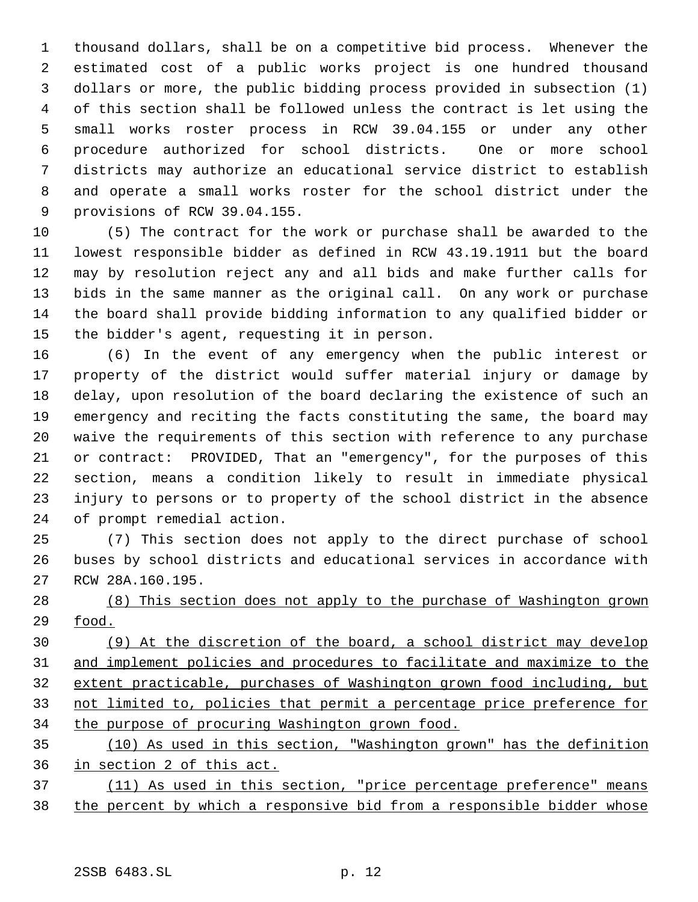thousand dollars, shall be on a competitive bid process. Whenever the estimated cost of a public works project is one hundred thousand dollars or more, the public bidding process provided in subsection (1) of this section shall be followed unless the contract is let using the small works roster process in RCW 39.04.155 or under any other procedure authorized for school districts. One or more school districts may authorize an educational service district to establish and operate a small works roster for the school district under the provisions of RCW 39.04.155.

(5) The contract for the work or purchase shall be awarded to the lowest responsible bidder as defined in RCW 43.19.1911 but the board may by resolution reject any and all bids and make further calls for bids in the same manner as the original call. On any work or purchase the board shall provide bidding information to any qualified bidder or the bidder's agent, requesting it in person.

(6) In the event of any emergency when the public interest or property of the district would suffer material injury or damage by delay, upon resolution of the board declaring the existence of such an emergency and reciting the facts constituting the same, the board may waive the requirements of this section with reference to any purchase or contract: PROVIDED, That an "emergency", for the purposes of this section, means a condition likely to result in immediate physical injury to persons or to property of the school district in the absence of prompt remedial action.

(7) This section does not apply to the direct purchase of school buses by school districts and educational services in accordance with RCW 28A.160.195.

<u>(8) This section does not apply to the purchase of Washington grown food.</u>

<u>(9) At the discretion of the board, a school district may develop and implement policies and procedures to facilitate and maximize to the extent practicable, purchases of Washington grown food including, but not limited to, policies that permit a percentage price preference for the purpose of procuring Washington grown food.</u>

<u>(10) As used in this section, "Washington grown" has the definition in section 2 of this act.</u>

<u>(11) As used in this section, "price percentage preference" means the percent by which a responsive bid from a responsible bidder whose</u>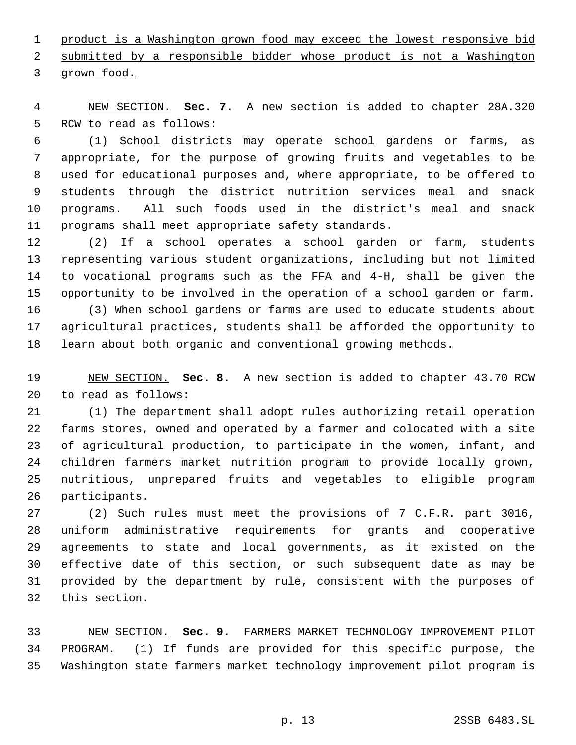product is a Washington grown food may exceed the lowest responsive bid submitted by a responsible bidder whose product is not a Washington grown food.

NEW SECTION. **Sec. 7.** A new section is added to chapter 28A.320 RCW to read as follows:

(1) School districts may operate school gardens or farms, as appropriate, for the purpose of growing fruits and vegetables to be used for educational purposes and, where appropriate, to be offered to students through the district nutrition services meal and snack programs. All such foods used in the district's meal and snack programs shall meet appropriate safety standards.

(2) If a school operates a school garden or farm, students representing various student organizations, including but not limited to vocational programs such as the FFA and 4-H, shall be given the opportunity to be involved in the operation of a school garden or farm.

(3) When school gardens or farms are used to educate students about agricultural practices, students shall be afforded the opportunity to learn about both organic and conventional growing methods.

NEW SECTION. **Sec. 8.** A new section is added to chapter 43.70 RCW to read as follows:

(1) The department shall adopt rules authorizing retail operation farms stores, owned and operated by a farmer and colocated with a site of agricultural production, to participate in the women, infant, and children farmers market nutrition program to provide locally grown, nutritious, unprepared fruits and vegetables to eligible program participants.

(2) Such rules must meet the provisions of 7 C.F.R. part 3016, uniform administrative requirements for grants and cooperative agreements to state and local governments, as it existed on the effective date of this section, or such subsequent date as may be provided by the department by rule, consistent with the purposes of this section.

NEW SECTION. **Sec. 9.** FARMERS MARKET TECHNOLOGY IMPROVEMENT PILOT PROGRAM. (1) If funds are provided for this specific purpose, the Washington state farmers market technology improvement pilot program is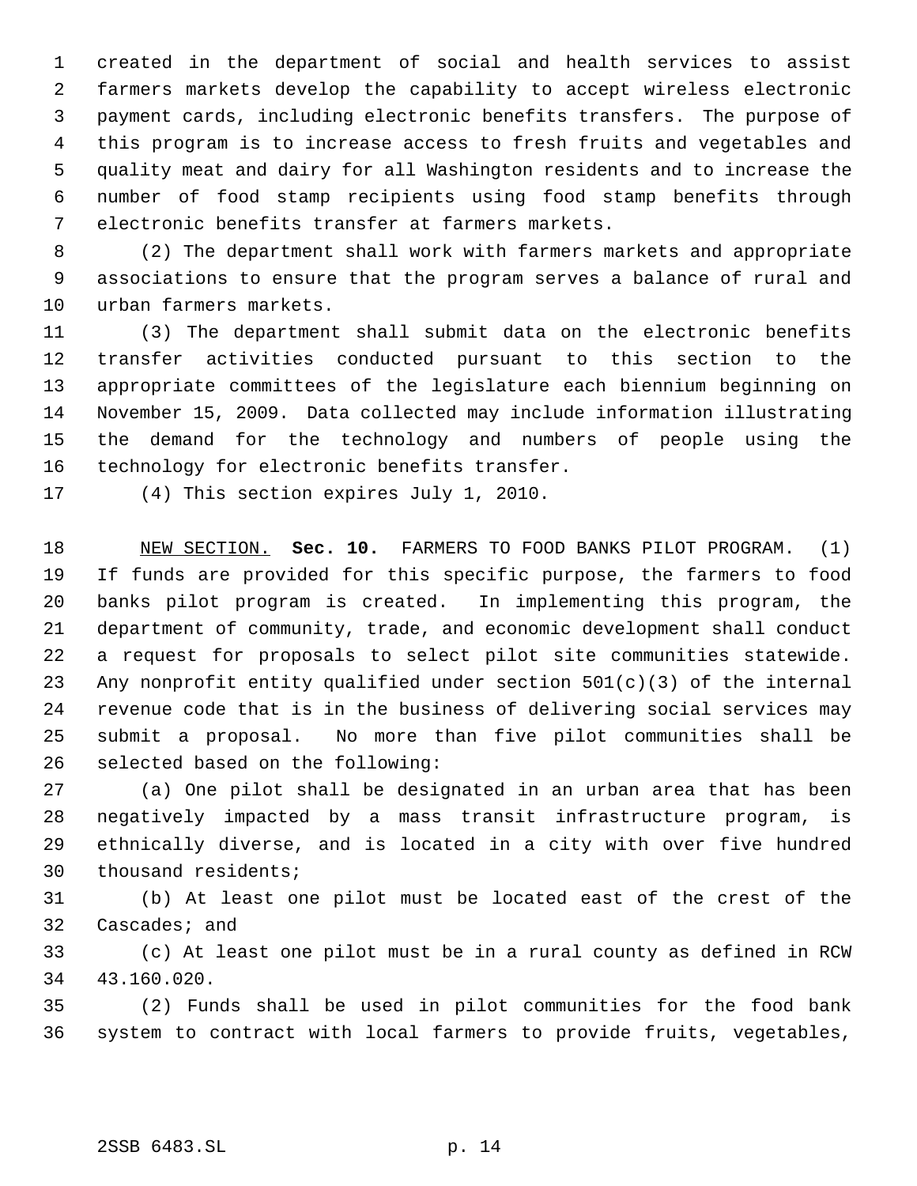created in the department of social and health services to assist farmers markets develop the capability to accept wireless electronic payment cards, including electronic benefits transfers. The purpose of this program is to increase access to fresh fruits and vegetables and quality meat and dairy for all Washington residents and to increase the number of food stamp recipients using food stamp benefits through electronic benefits transfer at farmers markets.

(2) The department shall work with farmers markets and appropriate associations to ensure that the program serves a balance of rural and urban farmers markets.

(3) The department shall submit data on the electronic benefits transfer activities conducted pursuant to this section to the appropriate committees of the legislature each biennium beginning on November 15, 2009. Data collected may include information illustrating the demand for the technology and numbers of people using the technology for electronic benefits transfer.

(4) This section expires July 1, 2010.

NEW SECTION. **Sec. 10.** FARMERS TO FOOD BANKS PILOT PROGRAM. (1) If funds are provided for this specific purpose, the farmers to food banks pilot program is created. In implementing this program, the department of community, trade, and economic development shall conduct a request for proposals to select pilot site communities statewide. Any nonprofit entity qualified under section 501(c)(3) of the internal revenue code that is in the business of delivering social services may submit a proposal. No more than five pilot communities shall be selected based on the following:

(a) One pilot shall be designated in an urban area that has been negatively impacted by a mass transit infrastructure program, is ethnically diverse, and is located in a city with over five hundred thousand residents;

(b) At least one pilot must be located east of the crest of the Cascades; and

(c) At least one pilot must be in a rural county as defined in RCW 43.160.020.

(2) Funds shall be used in pilot communities for the food bank system to contract with local farmers to provide fruits, vegetables,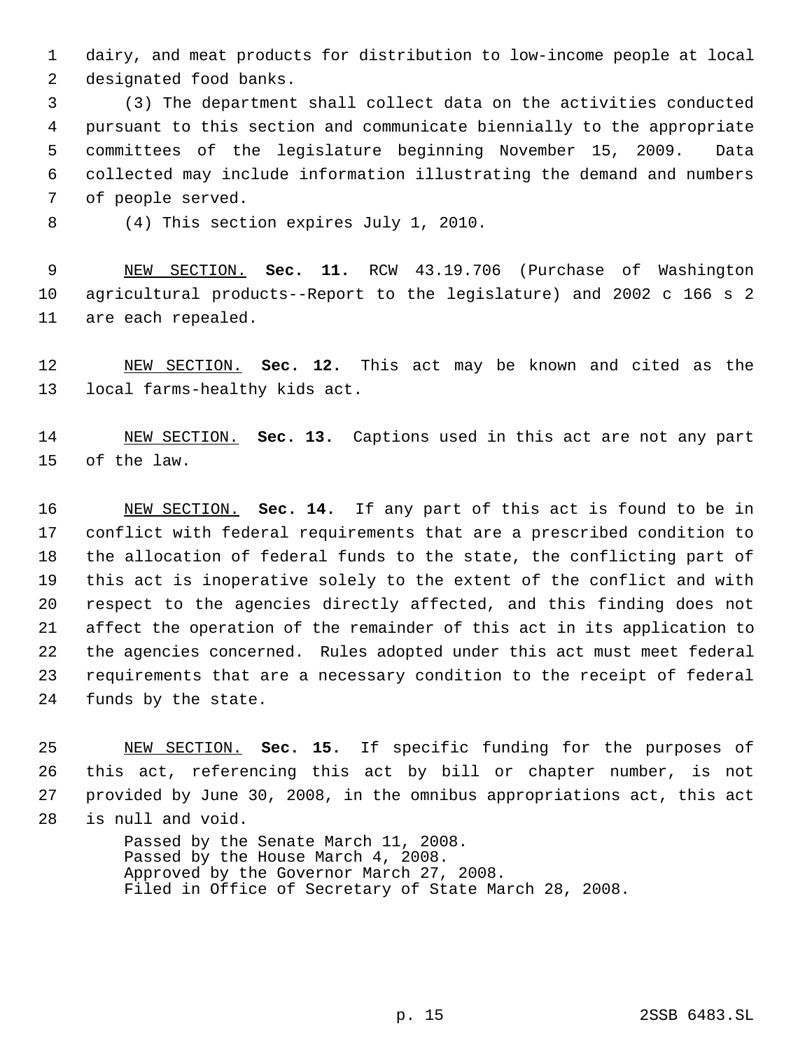dairy, and meat products for distribution to low-income people at local designated food banks.

(3) The department shall collect data on the activities conducted pursuant to this section and communicate biennially to the appropriate committees of the legislature beginning November 15, 2009. Data collected may include information illustrating the demand and numbers of people served.

(4) This section expires July 1, 2010.

NEW SECTION. **Sec. 11.** RCW 43.19.706 (Purchase of Washington agricultural products--Report to the legislature) and 2002 c 166 s 2 are each repealed.

NEW SECTION. **Sec. 12.** This act may be known and cited as the local farms-healthy kids act.

NEW SECTION. **Sec. 13.** Captions used in this act are not any part of the law.

NEW SECTION. **Sec. 14.** If any part of this act is found to be in conflict with federal requirements that are a prescribed condition to the allocation of federal funds to the state, the conflicting part of this act is inoperative solely to the extent of the conflict and with respect to the agencies directly affected, and this finding does not affect the operation of the remainder of this act in its application to the agencies concerned. Rules adopted under this act must meet federal requirements that are a necessary condition to the receipt of federal funds by the state.

NEW SECTION. **Sec. 15.** If specific funding for the purposes of this act, referencing this act by bill or chapter number, is not provided by June 30, 2008, in the omnibus appropriations act, this act is null and void.

Passed by the Senate March 11, 2008.
Passed by the House March 4, 2008.
Approved by the Governor March 27, 2008.
Filed in Office of Secretary of State March 28, 2008.